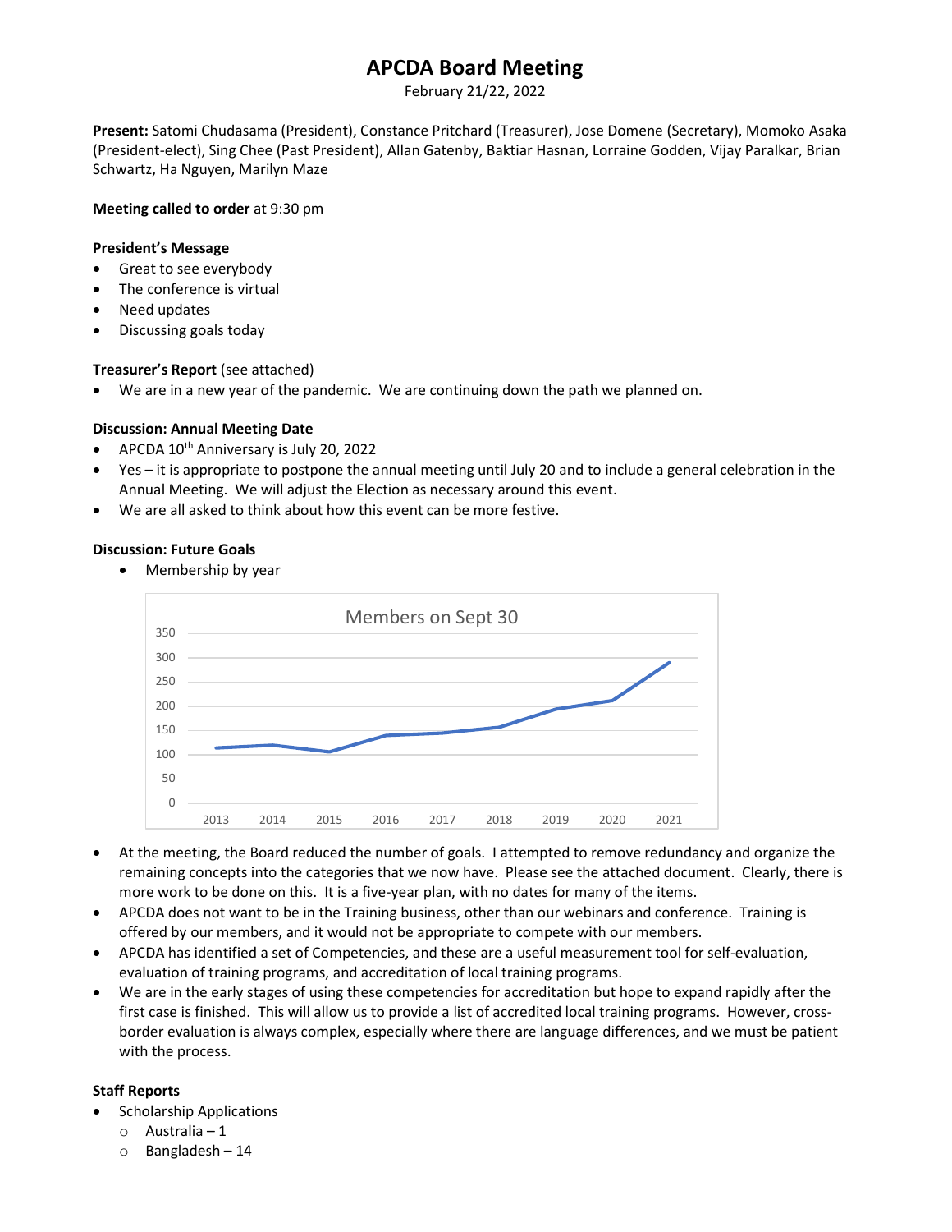# APCDA Board Meeting

February 21/22, 2022

**Present:** Satomi Chudasama (President), Constance Pritchard (Treasurer), Jose Domene (Secretary), Momoko Asaka (President-elect), Sing Chee (Past President), Allan Gatenby, Baktiar Hasnan, Lorraine Godden, Vijay Paralkar, Brian Schwartz, Ha Nguyen, Marilyn Maze

**Meeting called to order** at 9:30 pm

**President's Message**

- Great to see everybody
- The conference is virtual
- Need updates
- Discussing goals today

**Treasurer's Report** (see attached)

- We are in a new year of the pandemic. We are continuing down the path we planned on.

**Discussion: Annual Meeting Date**

- APCDA 10th Anniversary is July 20, 2022
- Yes – it is appropriate to postpone the annual meeting until July 20 and to include a general celebration in the Annual Meeting. We will adjust the Election as necessary around this event.
- We are all asked to think about how this event can be more festive.

**Discussion: Future Goals**

- Membership by year

Members on Sept 30

- At the meeting, the Board reduced the number of goals. I attempted to remove redundancy and organize the remaining concepts into the categories that we now have. Please see the attached document. Clearly, there is more work to be done on this. It is a five-year plan, with no dates for many of the items.
- APCDA does not want to be in the Training business, other than our webinars and conference. Training is offered by our members, and it would not be appropriate to compete with our members.
- APCDA has identified a set of Competencies, and these are a useful measurement tool for self-evaluation, evaluation of training programs, and accreditation of local training programs.
- We are in the early stages of using these competencies for accreditation but hope to expand rapidly after the first case is finished. This will allow us to provide a list of accredited local training programs. However, cross-border evaluation is always complex, especially where there are language differences, and we must be patient with the process.

**Staff Reports**

- Scholarship Applications
  - Australia – 1
  - Bangladesh – 14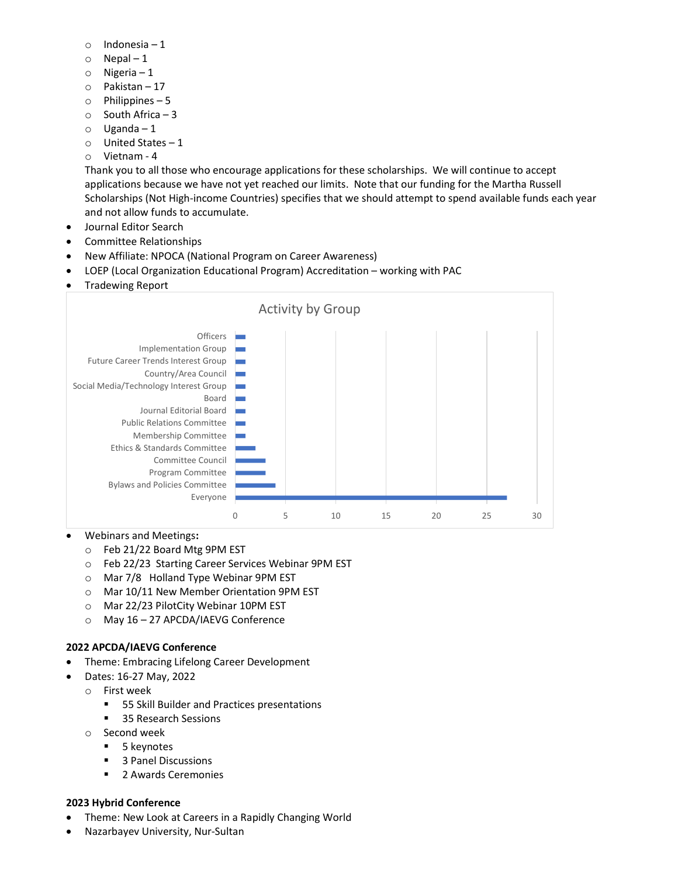- Indonesia – 1
- Nepal – 1
- Nigeria – 1
- Pakistan – 17
- Philippines – 5
- South Africa – 3
- Uganda – 1
- United States – 1
- Vietnam - 4

Thank you to all those who encourage applications for these scholarships. We will continue to accept applications because we have not yet reached our limits. Note that our funding for the Martha Russell Scholarships (Not High-income Countries) specifies that we should attempt to spend available funds each year and not allow funds to accumulate.

- Journal Editor Search
- Committee Relationships
- New Affiliate: NPOCA (National Program on Career Awareness)
- LOEP (Local Organization Educational Program) Accreditation – working with PAC
- Tradewing Report

**Activity by Group**

| Group | Activity |
|---|---|
| Officers | 1 |
| Implementation Group | 1 |
| Future Career Trends Interest Group | 1 |
| Country/Area Council | 1 |
| Social Media/Technology Interest Group | 1 |
| Board | 1 |
| Journal Editorial Board | 1 |
| Public Relations Committee | 1 |
| Membership Committee | 1 |
| Ethics & Standards Committee | 2 |
| Committee Council | 3 |
| Program Committee | 3 |
| Bylaws and Policies Committee | 4 |
| Everyone | 27 |

- Webinars and Meetings**:**
  - Feb 21/22 Board Mtg 9PM EST
  - Feb 22/23 Starting Career Services Webinar 9PM EST
  - Mar 7/8 Holland Type Webinar 9PM EST
  - Mar 10/11 New Member Orientation 9PM EST
  - Mar 22/23 PilotCity Webinar 10PM EST
  - May 16 – 27 APCDA/IAEVG Conference

**2022 APCDA/IAEVG Conference**

- Theme: Embracing Lifelong Career Development
- Dates: 16-27 May, 2022
  - First week
    - 55 Skill Builder and Practices presentations
    - 35 Research Sessions
  - Second week
    - 5 keynotes
    - 3 Panel Discussions
    - 2 Awards Ceremonies

**2023 Hybrid Conference**

- Theme: New Look at Careers in a Rapidly Changing World
- Nazarbayev University, Nur-Sultan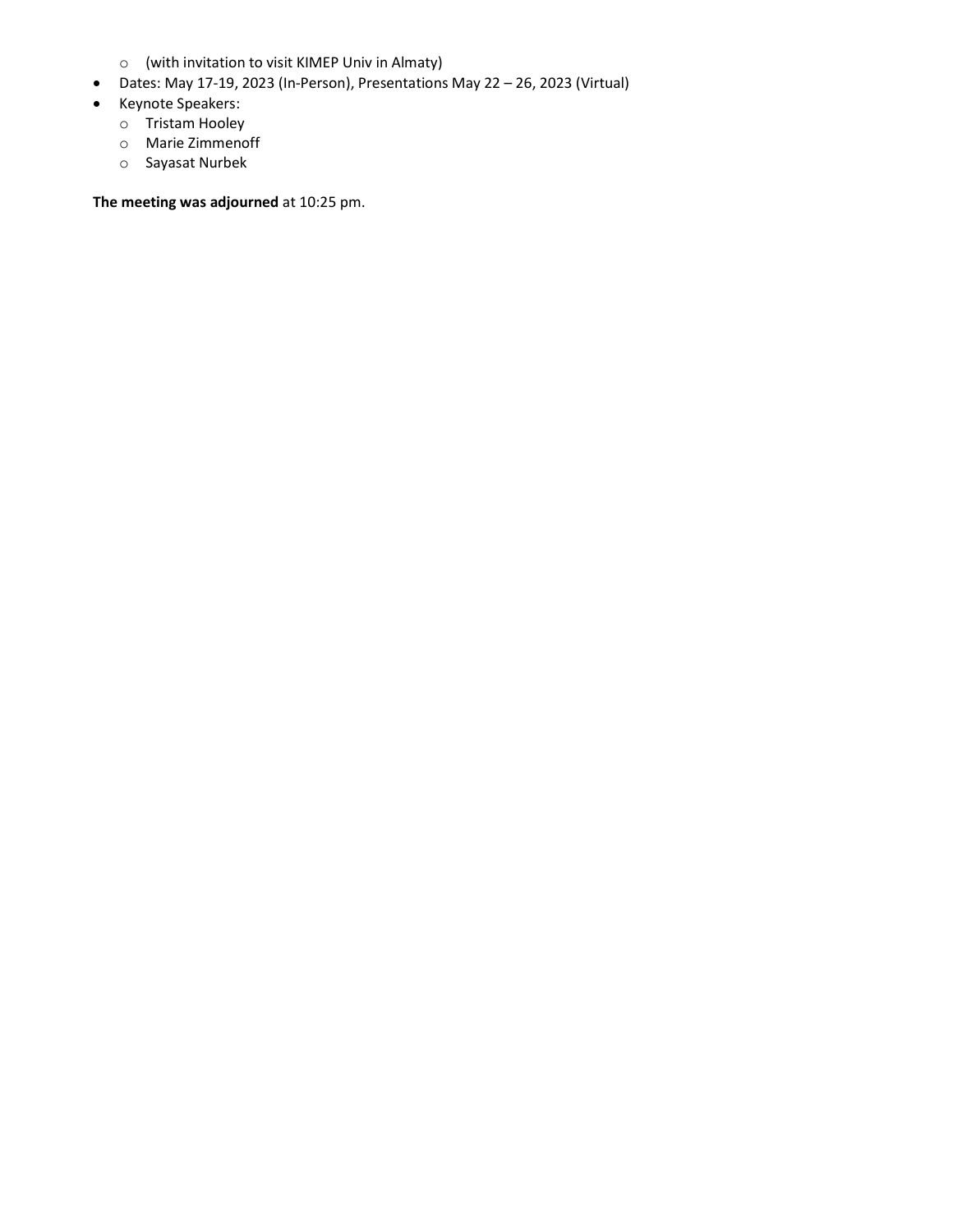- (with invitation to visit KIMEP Univ in Almaty)
- Dates: May 17-19, 2023 (In-Person), Presentations May 22 – 26, 2023 (Virtual)
- Keynote Speakers:
    - Tristam Hooley
    - Marie Zimmenoff
    - Sayasat Nurbek

**The meeting was adjourned** at 10:25 pm.